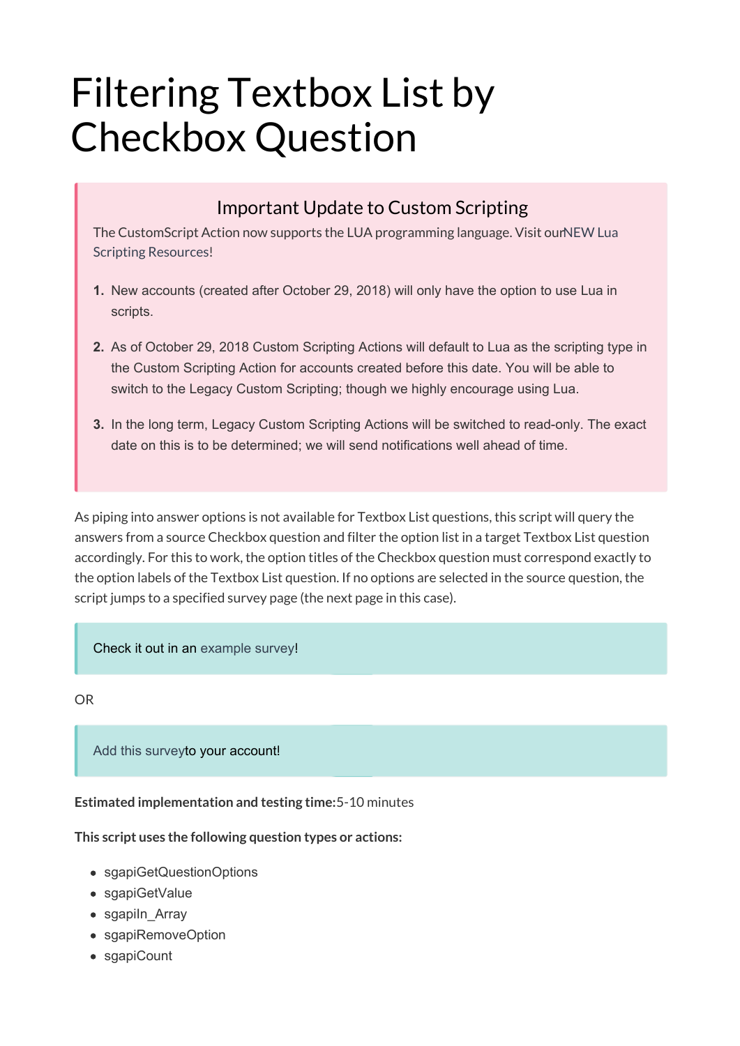# Filtering Textbox List by Checkbox Question

> ### Important Update to Custom Scripting
>
> The CustomScript Action now supports the LUA programming language. Visit ourNEW Lua Scripting Resources!
>
> 1. New accounts (created after October 29, 2018) will only have the option to use Lua in scripts.
> 2. As of October 29, 2018 Custom Scripting Actions will default to Lua as the scripting type in the Custom Scripting Action for accounts created before this date. You will be able to switch to the Legacy Custom Scripting; though we highly encourage using Lua.
> 3. In the long term, Legacy Custom Scripting Actions will be switched to read-only. The exact date on this is to be determined; we will send notifications well ahead of time.

As piping into answer options is not available for Textbox List questions, this script will query the answers from a source Checkbox question and filter the option list in a target Textbox List question accordingly. For this to work, the option titles of the Checkbox question must correspond exactly to the option labels of the Textbox List question. If no options are selected in the source question, the script jumps to a specified survey page (the next page in this case).

> Check it out in an example survey!

OR

> Add this surveyto your account!

**Estimated implementation and testing time:**5-10 minutes

**This script uses the following question types or actions:**

- sgapiGetQuestionOptions
- sgapiGetValue
- sgapiIn_Array
- sgapiRemoveOption
- sgapiCount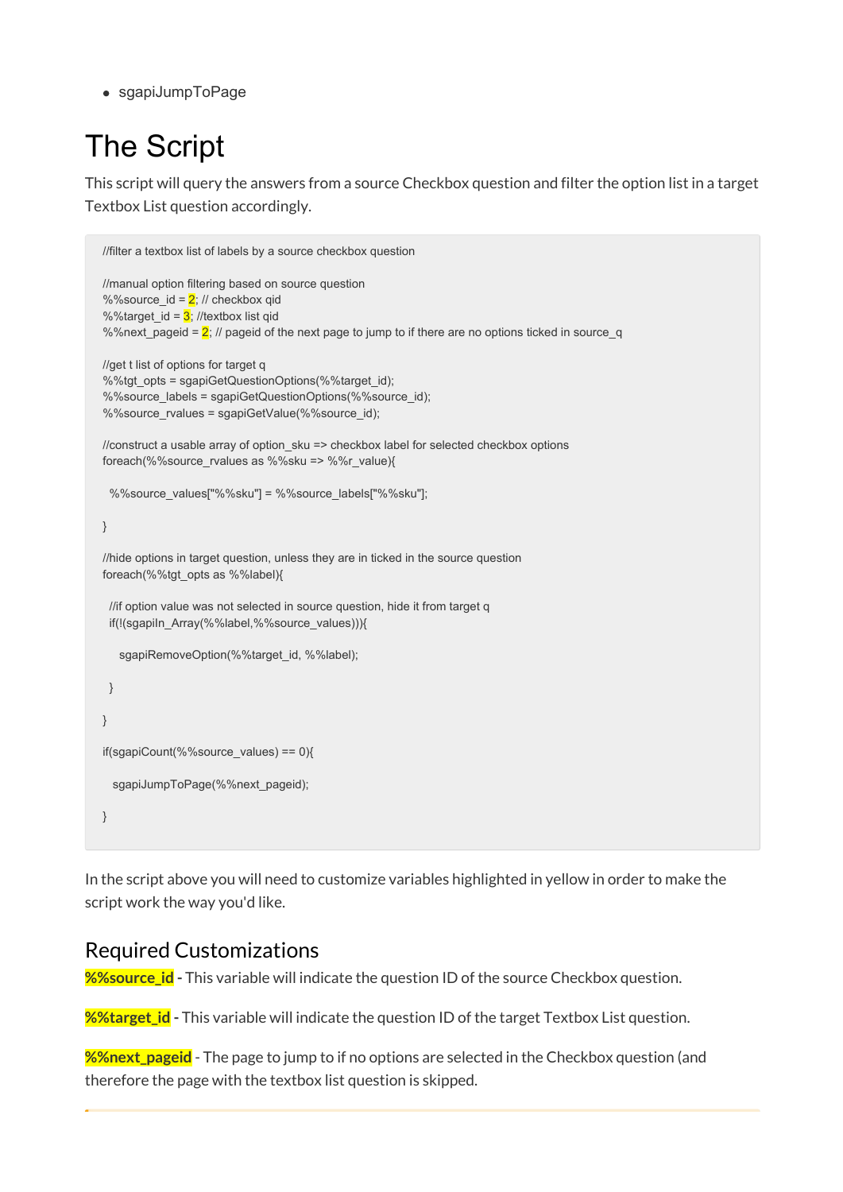- sgapiJumpToPage

# The Script

This script will query the answers from a source Checkbox question and filter the option list in a target Textbox List question accordingly.

```
//filter a textbox list of labels by a source checkbox question

//manual option filtering based on source question
%%source_id = 2; // checkbox qid
%%target_id = 3; //textbox list qid
%%next_pageid = 2; // pageid of the next page to jump to if there are no options ticked in source_q

//get t list of options for target q
%%tgt_opts = sgapiGetQuestionOptions(%%target_id);
%%source_labels = sgapiGetQuestionOptions(%%source_id);
%%source_rvalues = sgapiGetValue(%%source_id);

//construct a usable array of option_sku => checkbox label for selected checkbox options
foreach(%%source_rvalues as %%sku => %%r_value){

  %%source_values["%%sku"] = %%source_labels["%%sku"];

}

//hide options in target question, unless they are in ticked in the source question
foreach(%%tgt_opts as %%label){

  //if option value was not selected in source question, hide it from target q
  if(!(sgapiIn_Array(%%label,%%source_values))){

     sgapiRemoveOption(%%target_id, %%label);

  }

}

if(sgapiCount(%%source_values) == 0){

   sgapiJumpToPage(%%next_pageid);

}
```

In the script above you will need to customize variables highlighted in yellow in order to make the script work the way you'd like.

## Required Customizations

**%%source_id** - This variable will indicate the question ID of the source Checkbox question.

**%%target_id** - This variable will indicate the question ID of the target Textbox List question.

**%%next_pageid** - The page to jump to if no options are selected in the Checkbox question (and therefore the page with the textbox list question is skipped.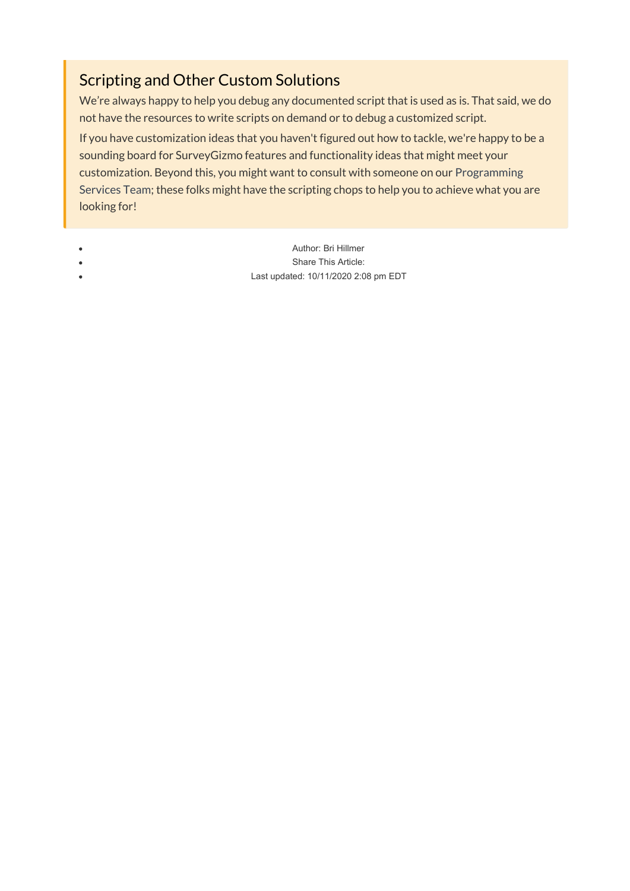### Scripting and Other Custom Solutions

We're always happy to help you debug any documented script that is used as is. That said, we do not have the resources to write scripts on demand or to debug a customized script.

If you have customization ideas that you haven't figured out how to tackle, we're happy to be a sounding board for SurveyGizmo features and functionality ideas that might meet your customization. Beyond this, you might want to consult with someone on our Programming Services Team; these folks might have the scripting chops to help you to achieve what you are looking for!

- Author: Bri Hillmer
- Share This Article:
- Last updated: 10/11/2020 2:08 pm EDT